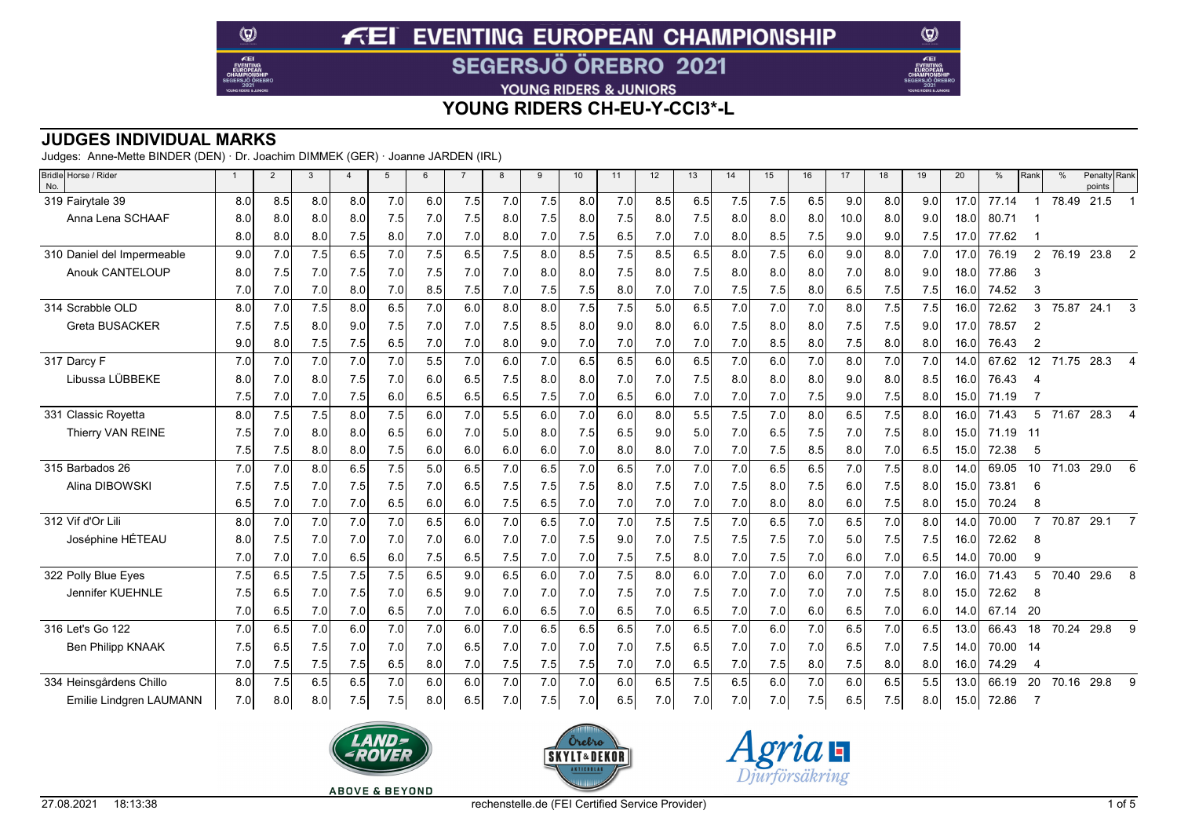# FEI EVENTING EUROPEAN CHAMPIONSHIP

## SEGERSJÖ ÖREBRO 2021

YOUNG RIDERS & JUNIORS

## YOUNG RIDERS CH-EU-Y-CCI3*-L

## JUDGES INDIVIDUAL MARKS

Judges: Anne-Mette BINDER (DEN) · Dr. Joachim DIMMEK (GER) · Joanne JARDEN (IRL)

| Bridle No. | Horse / Rider | 1 | 2 | 3 | 4 | 5 | 6 | 7 | 8 | 9 | 10 | 11 | 12 | 13 | 14 | 15 | 16 | 17 | 18 | 19 | 20 | % | Rank | % | Penalty points | Rank |
|---|---|---|---|---|---|---|---|---|---|---|---|---|---|---|---|---|---|---|---|---|---|---|---|---|---|---|
| 319 | Fairytale 39 | 8.0 | 8.5 | 8.0 | 8.0 | 7.0 | 6.0 | 7.5 | 7.0 | 7.5 | 8.0 | 7.0 | 8.5 | 6.5 | 7.5 | 7.5 | 6.5 | 9.0 | 8.0 | 9.0 | 17.0 | 77.14 | 1 | 78.49 | 21.5 | 1 |
| | Anna Lena SCHAAF | 8.0 | 8.0 | 8.0 | 8.0 | 7.5 | 7.0 | 7.5 | 8.0 | 7.5 | 8.0 | 7.5 | 8.0 | 7.5 | 8.0 | 8.0 | 8.0 | 10.0 | 8.0 | 9.0 | 18.0 | 80.71 | 1 | | | |
| | | 8.0 | 8.0 | 8.0 | 7.5 | 8.0 | 7.0 | 7.0 | 8.0 | 7.0 | 7.5 | 6.5 | 7.0 | 7.0 | 8.0 | 8.5 | 7.5 | 9.0 | 9.0 | 7.5 | 17.0 | 77.62 | 1 | | | |
| 310 | Daniel del Impermeable | 9.0 | 7.0 | 7.5 | 6.5 | 7.0 | 7.5 | 6.5 | 7.5 | 8.0 | 8.5 | 7.5 | 8.5 | 6.5 | 8.0 | 7.5 | 6.0 | 9.0 | 8.0 | 7.0 | 17.0 | 76.19 | 2 | 76.19 | 23.8 | 2 |
| | Anouk CANTELOUP | 8.0 | 7.5 | 7.0 | 7.5 | 7.0 | 7.5 | 7.0 | 7.0 | 8.0 | 8.0 | 7.5 | 8.0 | 7.5 | 8.0 | 8.0 | 8.0 | 7.0 | 8.0 | 9.0 | 18.0 | 77.86 | 3 | | | |
| | | 7.0 | 7.0 | 7.0 | 8.0 | 7.0 | 8.5 | 7.5 | 7.0 | 7.5 | 7.5 | 8.0 | 7.0 | 7.0 | 7.5 | 7.5 | 8.0 | 6.5 | 7.5 | 7.5 | 16.0 | 74.52 | 3 | | | |
| 314 | Scrabble OLD | 8.0 | 7.0 | 7.5 | 8.0 | 6.5 | 7.0 | 6.0 | 8.0 | 8.0 | 7.5 | 7.5 | 5.0 | 6.5 | 7.0 | 7.0 | 7.0 | 8.0 | 7.5 | 7.5 | 16.0 | 72.62 | 3 | 75.87 | 24.1 | 3 |
| | Greta BUSACKER | 7.5 | 7.5 | 8.0 | 9.0 | 7.5 | 7.0 | 7.0 | 7.5 | 8.5 | 8.0 | 9.0 | 8.0 | 6.0 | 7.5 | 8.0 | 8.0 | 7.5 | 7.5 | 9.0 | 17.0 | 78.57 | 2 | | | |
| | | 9.0 | 8.0 | 7.5 | 7.5 | 6.5 | 7.0 | 7.0 | 8.0 | 9.0 | 7.0 | 7.0 | 7.0 | 7.0 | 7.0 | 8.5 | 8.0 | 7.5 | 8.0 | 8.0 | 16.0 | 76.43 | 2 | | | |
| 317 | Darcy F | 7.0 | 7.0 | 7.0 | 7.0 | 7.0 | 5.5 | 7.0 | 6.0 | 7.0 | 6.5 | 6.5 | 6.0 | 6.5 | 7.0 | 6.0 | 7.0 | 8.0 | 7.0 | 7.0 | 14.0 | 67.62 | 12 | 71.75 | 28.3 | 4 |
| | Libussa LÜBBEKE | 8.0 | 7.0 | 8.0 | 7.5 | 7.0 | 6.0 | 6.5 | 7.5 | 8.0 | 8.0 | 7.0 | 7.0 | 7.5 | 8.0 | 8.0 | 8.0 | 9.0 | 8.0 | 8.5 | 16.0 | 76.43 | 4 | | | |
| | | 7.5 | 7.0 | 7.0 | 7.5 | 6.0 | 6.5 | 6.5 | 6.5 | 7.5 | 7.0 | 6.5 | 6.0 | 7.0 | 7.0 | 7.0 | 7.5 | 9.0 | 7.5 | 8.0 | 15.0 | 71.19 | 7 | | | |
| 331 | Classic Royetta | 8.0 | 7.5 | 7.5 | 8.0 | 7.5 | 6.0 | 7.0 | 5.5 | 6.0 | 7.0 | 6.0 | 8.0 | 5.5 | 7.5 | 7.0 | 8.0 | 6.5 | 7.5 | 8.0 | 16.0 | 71.43 | 5 | 71.67 | 28.3 | 4 |
| | Thierry VAN REINE | 7.5 | 7.0 | 8.0 | 8.0 | 6.5 | 6.0 | 7.0 | 5.0 | 8.0 | 7.5 | 6.5 | 9.0 | 5.0 | 7.0 | 6.5 | 7.5 | 7.0 | 7.5 | 8.0 | 15.0 | 71.19 | 11 | | | |
| | | 7.5 | 7.5 | 8.0 | 8.0 | 7.5 | 6.0 | 6.0 | 6.0 | 6.0 | 7.0 | 8.0 | 8.0 | 7.0 | 7.0 | 7.5 | 8.5 | 8.0 | 7.0 | 6.5 | 15.0 | 72.38 | 5 | | | |
| 315 | Barbados 26 | 7.0 | 7.0 | 8.0 | 6.5 | 7.5 | 5.0 | 6.5 | 7.0 | 6.5 | 7.0 | 6.5 | 7.0 | 7.0 | 7.0 | 6.5 | 6.5 | 7.0 | 7.5 | 8.0 | 14.0 | 69.05 | 10 | 71.03 | 29.0 | 6 |
| | Alina DIBOWSKI | 7.5 | 7.5 | 7.0 | 7.5 | 7.5 | 7.5 | 7.0 | 6.5 | 7.5 | 7.5 | 8.0 | 7.5 | 7.0 | 7.5 | 8.0 | 7.5 | 6.0 | 7.5 | 8.0 | 15.0 | 73.81 | 6 | | | |
| | | 6.5 | 7.0 | 7.0 | 7.0 | 6.5 | 6.0 | 6.0 | 7.5 | 6.5 | 7.0 | 7.0 | 7.0 | 7.0 | 7.0 | 8.0 | 8.0 | 6.0 | 7.5 | 8.0 | 15.0 | 70.24 | 8 | | | |
| 312 | Vif d'Or Lili | 8.0 | 7.0 | 7.0 | 7.0 | 7.0 | 6.5 | 6.0 | 7.0 | 6.5 | 7.0 | 7.0 | 7.5 | 7.5 | 7.0 | 6.5 | 7.0 | 6.5 | 7.0 | 8.0 | 14.0 | 70.00 | 7 | 70.87 | 29.1 | 7 |
| | Joséphine HÉTEAU | 8.0 | 7.5 | 7.0 | 7.0 | 7.0 | 7.0 | 6.0 | 7.0 | 7.0 | 7.5 | 9.0 | 7.0 | 7.5 | 7.5 | 7.5 | 7.0 | 5.0 | 7.5 | 7.5 | 16.0 | 72.62 | 8 | | | |
| | | 7.0 | 7.0 | 7.0 | 6.5 | 6.0 | 7.5 | 6.5 | 7.5 | 7.0 | 7.0 | 7.5 | 7.5 | 8.0 | 7.0 | 7.5 | 7.0 | 6.0 | 7.0 | 6.5 | 14.0 | 70.00 | 9 | | | |
| 322 | Polly Blue Eyes | 7.5 | 6.5 | 7.5 | 7.5 | 7.5 | 6.5 | 9.0 | 6.5 | 6.0 | 7.0 | 7.5 | 8.0 | 6.0 | 7.0 | 7.0 | 6.0 | 7.0 | 7.0 | 7.0 | 16.0 | 71.43 | 5 | 70.40 | 29.6 | 8 |
| | Jennifer KUEHNLE | 7.5 | 6.5 | 7.0 | 7.5 | 7.0 | 6.5 | 9.0 | 7.0 | 7.0 | 7.0 | 7.5 | 7.0 | 7.5 | 7.0 | 7.0 | 7.0 | 7.0 | 7.5 | 8.0 | 15.0 | 72.62 | 8 | | | |
| | | 7.0 | 6.5 | 7.0 | 7.0 | 6.5 | 7.0 | 7.0 | 6.0 | 6.5 | 7.0 | 6.5 | 7.0 | 6.5 | 7.0 | 7.0 | 6.0 | 6.5 | 7.0 | 6.0 | 14.0 | 67.14 | 20 | | | |
| 316 | Let's Go 122 | 7.0 | 6.5 | 7.0 | 6.0 | 7.0 | 7.0 | 6.0 | 7.0 | 6.5 | 6.5 | 6.5 | 7.0 | 6.5 | 7.0 | 6.0 | 7.0 | 6.5 | 7.0 | 6.5 | 13.0 | 66.43 | 18 | 70.24 | 29.8 | 9 |
| | Ben Philipp KNAAK | 7.5 | 6.5 | 7.5 | 7.0 | 7.0 | 7.0 | 6.5 | 7.0 | 7.0 | 7.0 | 7.0 | 7.5 | 6.5 | 7.0 | 7.0 | 7.0 | 6.5 | 7.0 | 7.5 | 14.0 | 70.00 | 14 | | | |
| | | 7.0 | 7.5 | 7.5 | 7.5 | 6.5 | 8.0 | 7.0 | 7.5 | 7.5 | 7.5 | 7.0 | 7.0 | 6.5 | 7.0 | 7.5 | 8.0 | 7.5 | 8.0 | 8.0 | 16.0 | 74.29 | 4 | | | |
| 334 | Heinsgårdens Chillo | 8.0 | 7.5 | 6.5 | 6.5 | 7.0 | 6.0 | 6.0 | 7.0 | 7.0 | 7.0 | 6.0 | 6.5 | 7.5 | 6.5 | 6.0 | 7.0 | 6.0 | 6.5 | 5.5 | 13.0 | 66.19 | 20 | 70.16 | 29.8 | 9 |
| | Emilie Lindgren LAUMANN | 7.0 | 8.0 | 8.0 | 7.5 | 7.5 | 8.0 | 6.5 | 7.0 | 7.5 | 7.0 | 6.5 | 7.0 | 7.0 | 7.0 | 7.0 | 7.5 | 6.5 | 7.5 | 8.0 | 15.0 | 72.86 | 7 | | | |

27.08.2021 18:13:38 rechenstelle.de (FEI Certified Service Provider)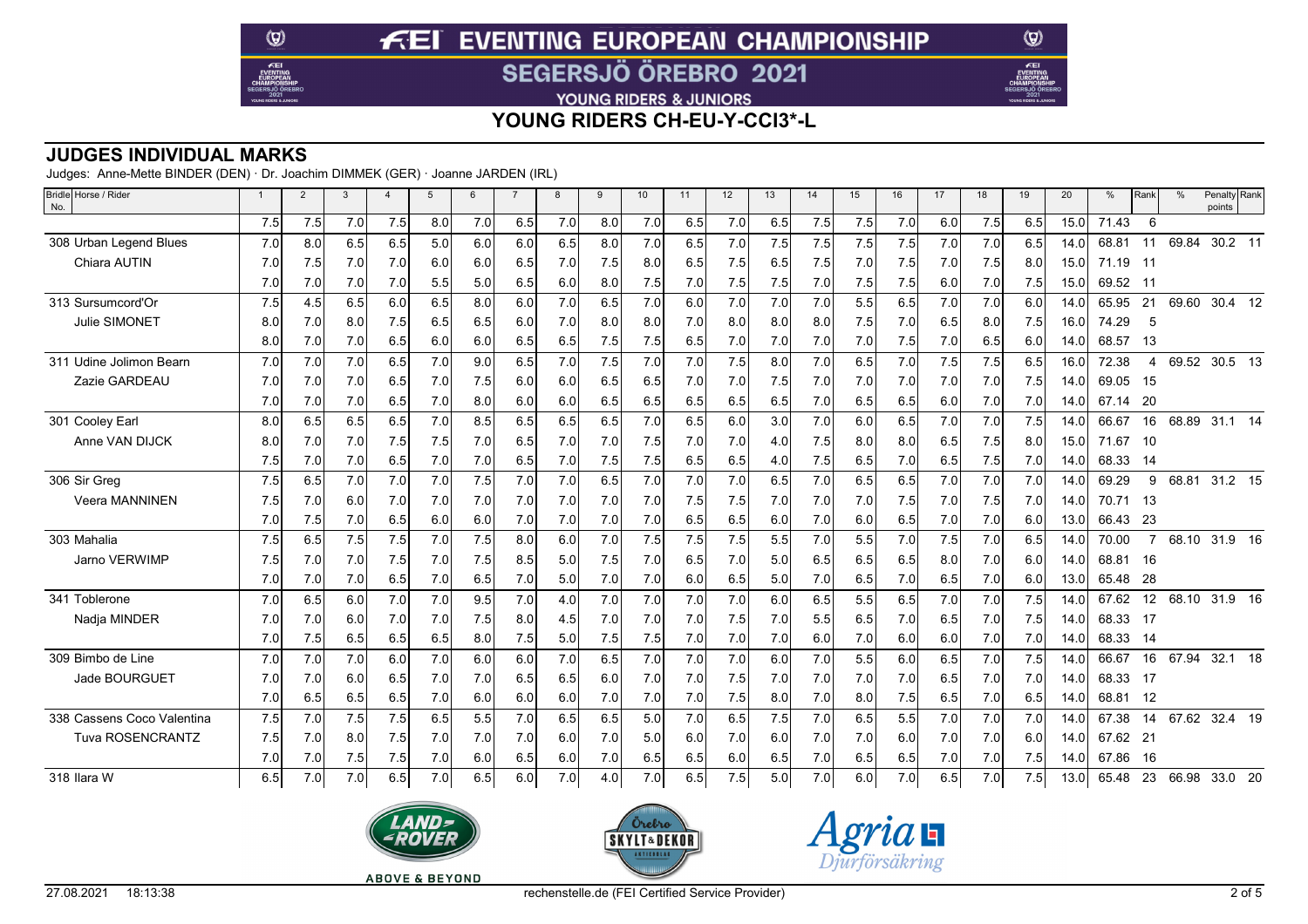# FEI EVENTING EUROPEAN CHAMPIONSHIP

## SEGERSJÖ ÖREBRO 2021

YOUNG RIDERS & JUNIORS

## YOUNG RIDERS CH-EU-Y-CCI3*-L

## JUDGES INDIVIDUAL MARKS

Judges: Anne-Mette BINDER (DEN) · Dr. Joachim DIMMEK (GER) · Joanne JARDEN (IRL)

| Bridle No. | Horse / Rider | 1 | 2 | 3 | 4 | 5 | 6 | 7 | 8 | 9 | 10 | 11 | 12 | 13 | 14 | 15 | 16 | 17 | 18 | 19 | 20 | % | Rank | % | Penalty points | Rank |
|---|---|---|---|---|---|---|---|---|---|---|---|---|---|---|---|---|---|---|---|---|---|---|---|---|---|---|
| | | 7.5 | 7.5 | 7.0 | 7.5 | 8.0 | 7.0 | 6.5 | 7.0 | 8.0 | 7.0 | 6.5 | 7.0 | 6.5 | 7.5 | 7.5 | 7.0 | 6.0 | 7.5 | 6.5 | 15.0 | 71.43 | 6 | | | |
| 308 | Urban Legend Blues | 7.0 | 8.0 | 6.5 | 6.5 | 5.0 | 6.0 | 6.0 | 6.5 | 8.0 | 7.0 | 6.5 | 7.0 | 7.5 | 7.5 | 7.5 | 7.5 | 7.0 | 7.0 | 6.5 | 14.0 | 68.81 | 11 | 69.84 | 30.2 | 11 |
| | Chiara AUTIN | 7.0 | 7.5 | 7.0 | 7.0 | 6.0 | 6.0 | 6.5 | 7.0 | 7.5 | 8.0 | 6.5 | 7.5 | 6.5 | 7.5 | 7.0 | 7.5 | 7.0 | 7.5 | 8.0 | 15.0 | 71.19 | 11 | | | |
| | | 7.0 | 7.0 | 7.0 | 7.0 | 5.5 | 5.0 | 6.5 | 6.0 | 8.0 | 7.5 | 7.0 | 7.5 | 7.5 | 7.0 | 7.5 | 7.5 | 6.0 | 7.0 | 7.5 | 15.0 | 69.52 | 11 | | | |
| 313 | Sursumcord'Or | 7.5 | 4.5 | 6.5 | 6.0 | 6.5 | 8.0 | 6.0 | 7.0 | 6.5 | 7.0 | 6.0 | 7.0 | 7.0 | 7.0 | 5.5 | 6.5 | 7.0 | 7.0 | 6.0 | 14.0 | 65.95 | 21 | 69.60 | 30.4 | 12 |
| | Julie SIMONET | 8.0 | 7.0 | 8.0 | 7.5 | 6.5 | 6.5 | 6.0 | 7.0 | 8.0 | 8.0 | 7.0 | 8.0 | 8.0 | 8.0 | 7.5 | 7.0 | 6.5 | 8.0 | 7.5 | 16.0 | 74.29 | 5 | | | |
| | | 8.0 | 7.0 | 7.0 | 6.5 | 6.0 | 6.0 | 6.5 | 6.5 | 7.5 | 7.5 | 6.5 | 7.0 | 7.0 | 7.0 | 7.0 | 7.5 | 7.0 | 6.5 | 6.0 | 14.0 | 68.57 | 13 | | | |
| 311 | Udine Jolimon Bearn | 7.0 | 7.0 | 7.0 | 6.5 | 7.0 | 9.0 | 6.5 | 7.0 | 7.5 | 7.0 | 7.0 | 7.5 | 8.0 | 7.0 | 6.5 | 7.0 | 7.5 | 7.5 | 6.5 | 16.0 | 72.38 | 4 | 69.52 | 30.5 | 13 |
| | Zazie GARDEAU | 7.0 | 7.0 | 7.0 | 6.5 | 7.0 | 7.5 | 6.0 | 6.0 | 6.5 | 6.5 | 7.0 | 7.0 | 7.5 | 7.0 | 7.0 | 7.0 | 7.0 | 7.0 | 7.5 | 14.0 | 69.05 | 15 | | | |
| | | 7.0 | 7.0 | 7.0 | 6.5 | 7.0 | 8.0 | 6.0 | 6.0 | 6.5 | 6.5 | 6.5 | 6.5 | 6.5 | 7.0 | 6.5 | 6.5 | 6.0 | 7.0 | 7.0 | 14.0 | 67.14 | 20 | | | |
| 301 | Cooley Earl | 8.0 | 6.5 | 6.5 | 6.5 | 7.0 | 8.5 | 6.5 | 6.5 | 6.5 | 7.0 | 6.5 | 6.0 | 3.0 | 7.0 | 6.0 | 6.5 | 7.0 | 7.0 | 7.5 | 14.0 | 66.67 | 16 | 68.89 | 31.1 | 14 |
| | Anne VAN DIJCK | 8.0 | 7.0 | 7.0 | 7.5 | 7.5 | 7.0 | 6.5 | 7.0 | 7.0 | 7.5 | 7.0 | 7.0 | 4.0 | 7.5 | 8.0 | 8.0 | 6.5 | 7.5 | 8.0 | 15.0 | 71.67 | 10 | | | |
| | | 7.5 | 7.0 | 7.0 | 6.5 | 7.0 | 7.0 | 6.5 | 7.0 | 7.5 | 7.5 | 6.5 | 6.5 | 4.0 | 7.5 | 6.5 | 7.0 | 6.5 | 7.5 | 7.0 | 14.0 | 68.33 | 14 | | | |
| 306 | Sir Greg | 7.5 | 6.5 | 7.0 | 7.0 | 7.0 | 7.5 | 7.0 | 7.0 | 6.5 | 7.0 | 7.0 | 7.0 | 6.5 | 7.0 | 6.5 | 6.5 | 7.0 | 7.0 | 7.0 | 14.0 | 69.29 | 9 | 68.81 | 31.2 | 15 |
| | Veera MANNINEN | 7.5 | 7.0 | 6.0 | 7.0 | 7.0 | 7.0 | 7.0 | 7.0 | 7.0 | 7.0 | 7.5 | 7.5 | 7.0 | 7.0 | 7.0 | 7.5 | 7.0 | 7.5 | 7.0 | 14.0 | 70.71 | 13 | | | |
| | | 7.0 | 7.5 | 7.0 | 6.5 | 6.0 | 6.0 | 7.0 | 7.0 | 7.0 | 7.0 | 6.5 | 6.5 | 6.0 | 7.0 | 6.0 | 6.5 | 7.0 | 7.0 | 6.0 | 13.0 | 66.43 | 23 | | | |
| 303 | Mahalia | 7.5 | 6.5 | 7.5 | 7.5 | 7.0 | 7.5 | 8.0 | 6.0 | 7.0 | 7.5 | 7.5 | 7.5 | 5.5 | 7.0 | 5.5 | 7.0 | 7.5 | 7.0 | 6.5 | 14.0 | 70.00 | 7 | 68.10 | 31.9 | 16 |
| | Jarno VERWIMP | 7.5 | 7.0 | 7.0 | 7.5 | 7.0 | 7.5 | 8.5 | 5.0 | 7.5 | 7.0 | 6.5 | 7.0 | 5.0 | 6.5 | 6.5 | 6.5 | 8.0 | 7.0 | 6.0 | 14.0 | 68.81 | 16 | | | |
| | | 7.0 | 7.0 | 7.0 | 6.5 | 7.0 | 6.5 | 7.0 | 5.0 | 7.0 | 7.0 | 6.0 | 6.5 | 5.0 | 7.0 | 6.5 | 7.0 | 6.5 | 7.0 | 6.0 | 13.0 | 65.48 | 28 | | | |
| 341 | Toblerone | 7.0 | 6.5 | 6.0 | 7.0 | 7.0 | 9.5 | 7.0 | 4.0 | 7.0 | 7.0 | 7.0 | 7.0 | 6.0 | 6.5 | 5.5 | 6.5 | 7.0 | 7.0 | 7.5 | 14.0 | 67.62 | 12 | 68.10 | 31.9 | 16 |
| | Nadja MINDER | 7.0 | 7.0 | 6.0 | 7.0 | 7.0 | 7.5 | 8.0 | 4.5 | 7.0 | 7.0 | 7.0 | 7.5 | 7.0 | 5.5 | 6.5 | 7.0 | 6.5 | 7.0 | 7.5 | 14.0 | 68.33 | 17 | | | |
| | | 7.0 | 7.5 | 6.5 | 6.5 | 6.5 | 8.0 | 7.5 | 5.0 | 7.5 | 7.5 | 7.0 | 7.0 | 7.0 | 6.0 | 7.0 | 6.0 | 6.0 | 7.0 | 7.0 | 14.0 | 68.33 | 14 | | | |
| 309 | Bimbo de Line | 7.0 | 7.0 | 7.0 | 6.0 | 7.0 | 6.0 | 6.0 | 7.0 | 6.5 | 7.0 | 7.0 | 7.0 | 6.0 | 7.0 | 5.5 | 6.0 | 6.5 | 7.0 | 7.5 | 14.0 | 66.67 | 16 | 67.94 | 32.1 | 18 |
| | Jade BOURGUET | 7.0 | 7.0 | 6.0 | 6.5 | 7.0 | 7.0 | 6.5 | 6.5 | 6.0 | 7.0 | 7.0 | 7.5 | 7.0 | 7.0 | 7.0 | 7.0 | 6.5 | 7.0 | 7.0 | 14.0 | 68.33 | 17 | | | |
| | | 7.0 | 6.5 | 6.5 | 6.5 | 7.0 | 6.0 | 6.0 | 6.0 | 7.0 | 7.0 | 7.0 | 7.5 | 8.0 | 7.0 | 8.0 | 7.5 | 6.5 | 7.0 | 6.5 | 14.0 | 68.81 | 12 | | | |
| 338 | Cassens Coco Valentina | 7.5 | 7.0 | 7.5 | 7.5 | 6.5 | 5.5 | 7.0 | 6.5 | 6.5 | 5.0 | 7.0 | 6.5 | 7.5 | 7.0 | 6.5 | 5.5 | 7.0 | 7.0 | 7.0 | 14.0 | 67.38 | 14 | 67.62 | 32.4 | 19 |
| | Tuva ROSENCRANTZ | 7.5 | 7.0 | 8.0 | 7.5 | 7.0 | 7.0 | 7.0 | 6.0 | 7.0 | 5.0 | 6.0 | 7.0 | 6.0 | 7.0 | 7.0 | 6.0 | 7.0 | 7.0 | 6.0 | 14.0 | 67.62 | 21 | | | |
| | | 7.0 | 7.0 | 7.5 | 7.5 | 7.0 | 6.0 | 6.5 | 6.0 | 7.0 | 6.5 | 6.5 | 6.0 | 6.5 | 7.0 | 6.5 | 6.5 | 7.0 | 7.0 | 7.5 | 14.0 | 67.86 | 16 | | | |
| 318 | Ilara W | 6.5 | 7.0 | 7.0 | 6.5 | 7.0 | 6.5 | 6.0 | 7.0 | 4.0 | 7.0 | 6.5 | 7.5 | 5.0 | 7.0 | 6.0 | 7.0 | 6.5 | 7.0 | 7.5 | 13.0 | 65.48 | 23 | 66.98 | 33.0 | 20 |

27.08.2021 18:13:38 rechenstelle.de (FEI Certified Service Provider)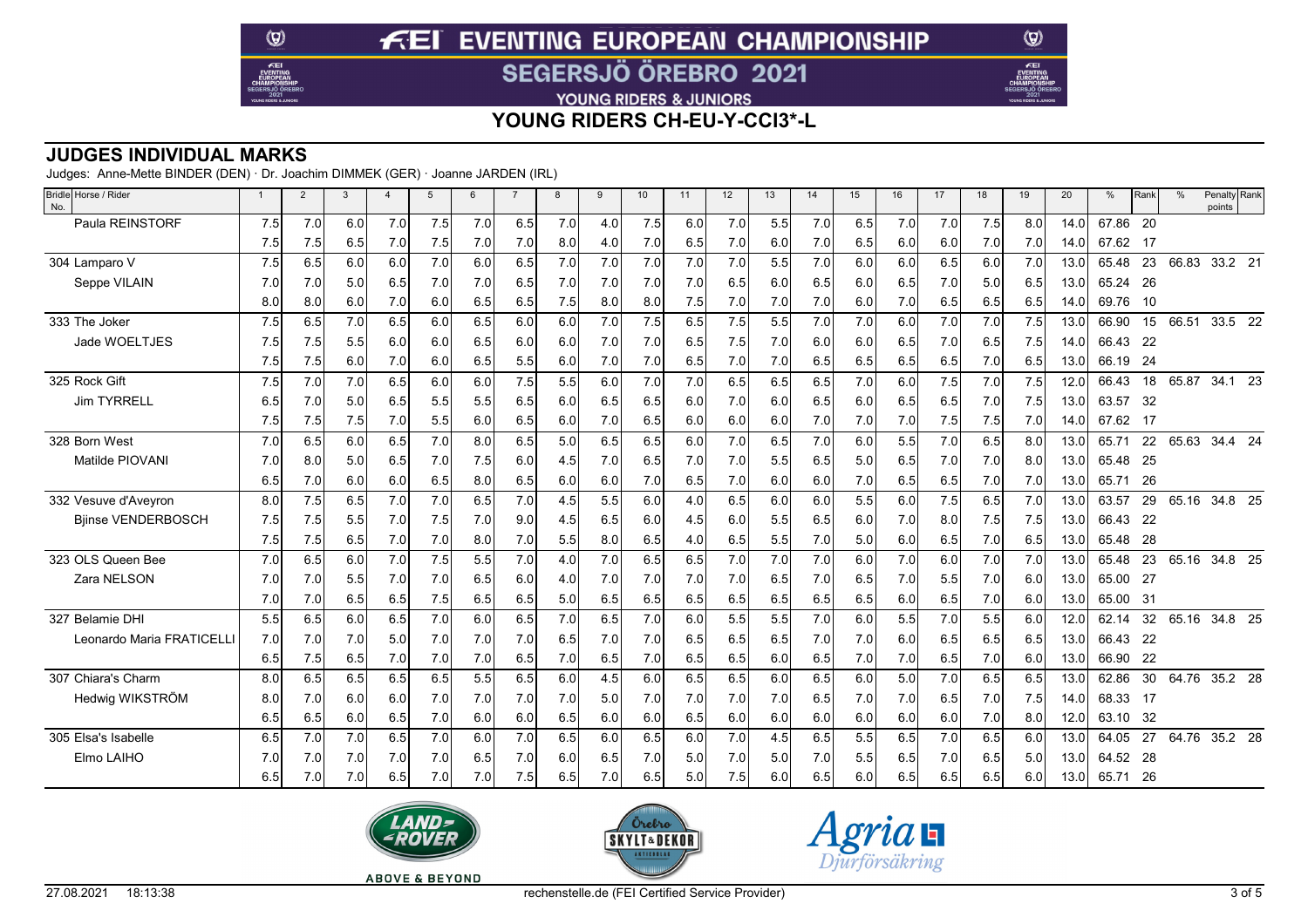# FEI EVENTING EUROPEAN CHAMPIONSHIP

## SEGERSJÖ ÖREBRO 2021

YOUNG RIDERS & JUNIORS

## YOUNG RIDERS CH-EU-Y-CCI3*-L

### JUDGES INDIVIDUAL MARKS

Judges: Anne-Mette BINDER (DEN) · Dr. Joachim DIMMEK (GER) · Joanne JARDEN (IRL)

| Bridle No. | Horse / Rider | 1 | 2 | 3 | 4 | 5 | 6 | 7 | 8 | 9 | 10 | 11 | 12 | 13 | 14 | 15 | 16 | 17 | 18 | 19 | 20 | % | Rank | % | Penalty points | Rank |
|---|---|---|---|---|---|---|---|---|---|---|---|---|---|---|---|---|---|---|---|---|---|---|---|---|---|---|
| | Paula REINSTORF | 7.5 | 7.0 | 6.0 | 7.0 | 7.5 | 7.0 | 6.5 | 7.0 | 4.0 | 7.5 | 6.0 | 7.0 | 5.5 | 7.0 | 6.5 | 7.0 | 7.0 | 7.5 | 8.0 | 14.0 | 67.86 | 20 | | | |
| | | 7.5 | 7.5 | 6.5 | 7.0 | 7.5 | 7.0 | 7.0 | 8.0 | 4.0 | 7.0 | 6.5 | 7.0 | 6.0 | 7.0 | 6.5 | 6.0 | 6.0 | 7.0 | 7.0 | 14.0 | 67.62 | 17 | | | |
| 304 | Lamparo V | 7.5 | 6.5 | 6.0 | 6.0 | 7.0 | 6.0 | 6.5 | 7.0 | 7.0 | 7.0 | 7.0 | 7.0 | 5.5 | 7.0 | 6.0 | 6.0 | 6.5 | 6.0 | 7.0 | 13.0 | 65.48 | 23 | 66.83 | 33.2 | 21 |
| | Seppe VILAIN | 7.0 | 7.0 | 5.0 | 6.5 | 7.0 | 7.0 | 6.5 | 7.0 | 7.0 | 7.0 | 7.0 | 6.5 | 6.0 | 6.5 | 6.0 | 6.5 | 7.0 | 5.0 | 6.5 | 13.0 | 65.24 | 26 | | | |
| | | 8.0 | 8.0 | 6.0 | 7.0 | 6.0 | 6.5 | 6.5 | 7.5 | 8.0 | 8.0 | 7.5 | 7.0 | 7.0 | 7.0 | 6.0 | 7.0 | 6.5 | 6.5 | 6.5 | 14.0 | 69.76 | 10 | | | |
| 333 | The Joker | 7.5 | 6.5 | 7.0 | 6.5 | 6.0 | 6.5 | 6.0 | 6.0 | 7.0 | 7.5 | 6.5 | 7.5 | 5.5 | 7.0 | 7.0 | 6.0 | 7.0 | 7.0 | 7.5 | 13.0 | 66.90 | 15 | 66.51 | 33.5 | 22 |
| | Jade WOELTJES | 7.5 | 7.5 | 5.5 | 6.0 | 6.0 | 6.5 | 6.0 | 6.0 | 7.0 | 7.0 | 6.5 | 7.5 | 7.0 | 6.0 | 6.0 | 6.5 | 7.0 | 6.5 | 7.5 | 14.0 | 66.43 | 22 | | | |
| | | 7.5 | 7.5 | 6.0 | 7.0 | 6.0 | 6.5 | 5.5 | 6.0 | 7.0 | 7.0 | 6.5 | 7.0 | 7.0 | 6.5 | 6.5 | 6.5 | 6.5 | 7.0 | 6.5 | 13.0 | 66.19 | 24 | | | |
| 325 | Rock Gift | 7.5 | 7.0 | 7.0 | 6.5 | 6.0 | 6.0 | 7.5 | 5.5 | 6.0 | 7.0 | 7.0 | 6.5 | 6.5 | 6.5 | 7.0 | 6.0 | 7.5 | 7.0 | 7.5 | 12.0 | 66.43 | 18 | 65.87 | 34.1 | 23 |
| | Jim TYRRELL | 6.5 | 7.0 | 5.0 | 6.5 | 5.5 | 5.5 | 6.5 | 6.0 | 6.5 | 6.5 | 6.0 | 7.0 | 6.0 | 6.5 | 6.0 | 6.5 | 6.5 | 7.0 | 7.5 | 13.0 | 63.57 | 32 | | | |
| | | 7.5 | 7.5 | 7.5 | 7.0 | 5.5 | 6.0 | 6.5 | 6.0 | 7.0 | 6.5 | 6.0 | 6.0 | 6.0 | 7.0 | 7.0 | 7.0 | 7.5 | 7.5 | 7.0 | 14.0 | 67.62 | 17 | | | |
| 328 | Born West | 7.0 | 6.5 | 6.0 | 6.5 | 7.0 | 8.0 | 6.5 | 5.0 | 6.5 | 6.5 | 6.0 | 7.0 | 6.5 | 7.0 | 6.0 | 5.5 | 7.0 | 6.5 | 8.0 | 13.0 | 65.71 | 22 | 65.63 | 34.4 | 24 |
| | Matilde PIOVANI | 7.0 | 8.0 | 5.0 | 6.5 | 7.0 | 7.5 | 6.0 | 4.5 | 7.0 | 6.5 | 7.0 | 7.0 | 5.5 | 6.5 | 5.0 | 6.5 | 7.0 | 7.0 | 8.0 | 13.0 | 65.48 | 25 | | | |
| | | 6.5 | 7.0 | 6.0 | 6.0 | 6.5 | 8.0 | 6.5 | 6.0 | 6.0 | 7.0 | 6.5 | 7.0 | 6.0 | 6.0 | 7.0 | 6.5 | 6.5 | 7.0 | 7.0 | 13.0 | 65.71 | 26 | | | |
| 332 | Vesuve d'Aveyron | 8.0 | 7.5 | 6.5 | 7.0 | 7.0 | 6.5 | 7.0 | 4.5 | 5.5 | 6.0 | 4.0 | 6.5 | 6.0 | 6.0 | 5.5 | 6.0 | 7.5 | 6.5 | 7.0 | 13.0 | 63.57 | 29 | 65.16 | 34.8 | 25 |
| | Bjinse VENDERBOSCH | 7.5 | 7.5 | 5.5 | 7.0 | 7.5 | 7.0 | 9.0 | 4.5 | 6.5 | 6.0 | 4.5 | 6.0 | 5.5 | 6.5 | 6.0 | 7.0 | 8.0 | 7.5 | 7.5 | 13.0 | 66.43 | 22 | | | |
| | | 7.5 | 7.5 | 6.5 | 7.0 | 7.0 | 8.0 | 7.0 | 5.5 | 8.0 | 6.5 | 4.0 | 6.5 | 5.5 | 7.0 | 5.0 | 6.0 | 6.5 | 7.0 | 6.5 | 13.0 | 65.48 | 28 | | | |
| 323 | OLS Queen Bee | 7.0 | 6.5 | 6.0 | 7.0 | 7.5 | 5.5 | 7.0 | 4.0 | 7.0 | 6.5 | 6.5 | 7.0 | 7.0 | 7.0 | 6.0 | 7.0 | 6.0 | 7.0 | 7.0 | 13.0 | 65.48 | 23 | 65.16 | 34.8 | 25 |
| | Zara NELSON | 7.0 | 7.0 | 5.5 | 7.0 | 7.0 | 6.5 | 6.0 | 4.0 | 7.0 | 7.0 | 7.0 | 7.0 | 6.5 | 7.0 | 6.5 | 7.0 | 5.5 | 7.0 | 6.0 | 13.0 | 65.00 | 27 | | | |
| | | 7.0 | 7.0 | 6.5 | 6.5 | 7.5 | 6.5 | 6.5 | 5.0 | 6.5 | 6.5 | 6.5 | 6.5 | 6.5 | 6.5 | 6.5 | 6.0 | 6.5 | 7.0 | 6.0 | 13.0 | 65.00 | 31 | | | |
| 327 | Belamie DHI | 5.5 | 6.5 | 6.0 | 6.5 | 7.0 | 6.0 | 6.5 | 7.0 | 6.5 | 7.0 | 6.0 | 5.5 | 5.5 | 7.0 | 6.0 | 5.5 | 7.0 | 5.5 | 6.0 | 12.0 | 62.14 | 32 | 65.16 | 34.8 | 25 |
| | Leonardo Maria FRATICELLI | 7.0 | 7.0 | 7.0 | 5.0 | 7.0 | 7.0 | 7.0 | 6.5 | 7.0 | 7.0 | 6.5 | 6.5 | 6.5 | 7.0 | 7.0 | 6.0 | 6.5 | 6.5 | 6.5 | 13.0 | 66.43 | 22 | | | |
| | | 6.5 | 7.5 | 6.5 | 7.0 | 7.0 | 7.0 | 6.5 | 7.0 | 6.5 | 7.0 | 6.5 | 6.5 | 6.0 | 6.5 | 7.0 | 7.0 | 6.5 | 7.0 | 6.0 | 13.0 | 66.90 | 22 | | | |
| 307 | Chiara's Charm | 8.0 | 6.5 | 6.5 | 6.5 | 6.5 | 5.5 | 6.5 | 6.0 | 4.5 | 6.0 | 6.5 | 6.5 | 6.0 | 6.5 | 6.0 | 5.0 | 7.0 | 6.5 | 6.5 | 13.0 | 62.86 | 30 | 64.76 | 35.2 | 28 |
| | Hedwig WIKSTRÖM | 8.0 | 7.0 | 6.0 | 6.0 | 7.0 | 7.0 | 7.0 | 7.0 | 5.0 | 7.0 | 7.0 | 7.0 | 7.0 | 6.5 | 7.0 | 7.0 | 6.5 | 7.0 | 7.5 | 14.0 | 68.33 | 17 | | | |
| | | 6.5 | 6.5 | 6.0 | 6.5 | 7.0 | 6.0 | 6.0 | 6.5 | 6.0 | 6.0 | 6.5 | 6.0 | 6.0 | 6.0 | 6.0 | 6.0 | 6.0 | 7.0 | 8.0 | 12.0 | 63.10 | 32 | | | |
| 305 | Elsa's Isabelle | 6.5 | 7.0 | 7.0 | 6.5 | 7.0 | 6.0 | 7.0 | 6.5 | 6.0 | 6.5 | 6.0 | 7.0 | 4.5 | 6.5 | 5.5 | 6.5 | 7.0 | 6.5 | 6.0 | 13.0 | 64.05 | 27 | 64.76 | 35.2 | 28 |
| | Elmo LAIHO | 7.0 | 7.0 | 7.0 | 7.0 | 7.0 | 6.5 | 7.0 | 6.0 | 6.5 | 7.0 | 5.0 | 7.0 | 5.0 | 7.0 | 5.5 | 6.5 | 7.0 | 6.5 | 5.0 | 13.0 | 64.52 | 28 | | | |
| | | 6.5 | 7.0 | 7.0 | 6.5 | 7.0 | 7.0 | 7.5 | 6.5 | 7.0 | 6.5 | 5.0 | 7.5 | 6.0 | 6.5 | 6.0 | 6.5 | 6.5 | 6.5 | 6.0 | 13.0 | 65.71 | 26 | | | |

27.08.2021 18:13:38 rechenstelle.de (FEI Certified Service Provider)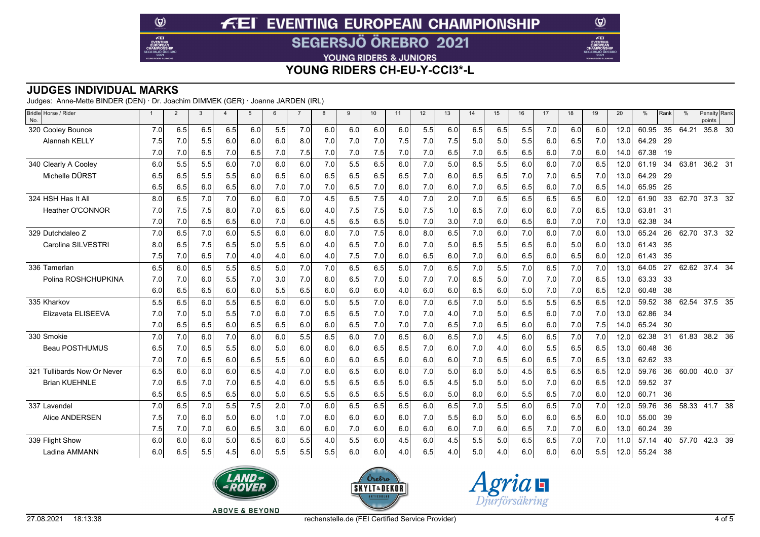# FEI EVENTING EUROPEAN CHAMPIONSHIP

## SEGERSJÖ ÖREBRO 2021

YOUNG RIDERS & JUNIORS

## YOUNG RIDERS CH-EU-Y-CCI3*-L

### JUDGES INDIVIDUAL MARKS

Judges: Anne-Mette BINDER (DEN) · Dr. Joachim DIMMEK (GER) · Joanne JARDEN (IRL)

| Bridle No. Horse / Rider | 1 | 2 | 3 | 4 | 5 | 6 | 7 | 8 | 9 | 10 | 11 | 12 | 13 | 14 | 15 | 16 | 17 | 18 | 19 | 20 | % | Rank | % | Penalty points | Rank |
|---|---|---|---|---|---|---|---|---|---|---|---|---|---|---|---|---|---|---|---|---|---|---|---|---|---|
| 320 Cooley Bounce | 7.0 | 6.5 | 6.5 | 6.5 | 6.0 | 5.5 | 7.0 | 6.0 | 6.0 | 6.0 | 6.0 | 5.5 | 6.0 | 6.5 | 6.5 | 5.5 | 7.0 | 6.0 | 6.0 | 12.0 | 60.95 | 35 | 64.21 | 35.8 | 30 |
| Alannah KELLY | 7.5 | 7.0 | 5.5 | 6.0 | 6.0 | 6.0 | 8.0 | 7.0 | 7.0 | 7.0 | 7.5 | 7.0 | 7.5 | 5.0 | 5.0 | 5.5 | 6.0 | 6.5 | 7.0 | 13.0 | 64.29 | 29 | | | |
| | 7.0 | 7.0 | 6.5 | 7.0 | 6.5 | 7.0 | 7.5 | 7.0 | 7.0 | 7.5 | 7.0 | 7.0 | 6.5 | 7.0 | 6.5 | 6.5 | 6.0 | 7.0 | 6.0 | 14.0 | 67.38 | 19 | | | |
| 340 Clearly A Cooley | 6.0 | 5.5 | 5.5 | 6.0 | 7.0 | 6.0 | 6.0 | 7.0 | 5.5 | 6.5 | 6.0 | 7.0 | 5.0 | 6.5 | 5.5 | 6.0 | 6.0 | 7.0 | 6.5 | 12.0 | 61.19 | 34 | 63.81 | 36.2 | 31 |
| Michelle DÜRST | 6.5 | 6.5 | 5.5 | 5.5 | 6.0 | 6.5 | 6.0 | 6.5 | 6.5 | 6.5 | 6.5 | 7.0 | 6.0 | 6.5 | 6.5 | 7.0 | 7.0 | 6.5 | 7.0 | 13.0 | 64.29 | 29 | | | |
| | 6.5 | 6.5 | 6.0 | 6.5 | 6.0 | 7.0 | 7.0 | 7.0 | 6.5 | 7.0 | 6.0 | 7.0 | 6.0 | 7.0 | 6.5 | 6.5 | 6.0 | 7.0 | 6.5 | 14.0 | 65.95 | 25 | | | |
| 324 HSH Has It All | 8.0 | 6.5 | 7.0 | 7.0 | 6.0 | 6.0 | 7.0 | 4.5 | 6.5 | 7.5 | 4.0 | 7.0 | 2.0 | 7.0 | 6.5 | 6.5 | 6.5 | 6.5 | 6.0 | 12.0 | 61.90 | 33 | 62.70 | 37.3 | 32 |
| Heather O'CONNOR | 7.0 | 7.5 | 7.5 | 8.0 | 7.0 | 6.5 | 6.0 | 4.0 | 7.5 | 7.5 | 5.0 | 7.5 | 1.0 | 6.5 | 7.0 | 6.0 | 6.0 | 7.0 | 6.5 | 13.0 | 63.81 | 31 | | | |
| | 7.0 | 7.0 | 6.5 | 6.5 | 6.0 | 7.0 | 6.0 | 4.5 | 6.5 | 6.5 | 5.0 | 7.0 | 3.0 | 7.0 | 6.0 | 6.5 | 6.0 | 7.0 | 7.0 | 13.0 | 62.38 | 34 | | | |
| 329 Dutchdaleo Z | 7.0 | 6.5 | 7.0 | 6.0 | 5.5 | 6.0 | 6.0 | 6.0 | 7.0 | 7.5 | 6.0 | 8.0 | 6.5 | 7.0 | 6.0 | 7.0 | 6.0 | 7.0 | 6.0 | 13.0 | 65.24 | 26 | 62.70 | 37.3 | 32 |
| Carolina SILVESTRI | 8.0 | 6.5 | 7.5 | 6.5 | 5.0 | 5.5 | 6.0 | 4.0 | 6.5 | 7.0 | 6.0 | 7.0 | 5.0 | 6.5 | 5.5 | 6.5 | 6.0 | 5.0 | 6.0 | 13.0 | 61.43 | 35 | | | |
| | 7.5 | 7.0 | 6.5 | 7.0 | 4.0 | 4.0 | 6.0 | 4.0 | 7.5 | 7.0 | 6.0 | 6.5 | 6.0 | 7.0 | 6.0 | 6.5 | 6.0 | 6.5 | 6.0 | 12.0 | 61.43 | 35 | | | |
| 336 Tamerlan | 6.5 | 6.0 | 6.5 | 5.5 | 6.5 | 5.0 | 7.0 | 7.0 | 6.5 | 6.5 | 5.0 | 7.0 | 6.5 | 7.0 | 5.5 | 7.0 | 6.5 | 7.0 | 7.0 | 13.0 | 64.05 | 27 | 62.62 | 37.4 | 34 |
| Polina ROSHCHUPKINA | 7.0 | 7.0 | 6.0 | 5.5 | 7.0 | 3.0 | 7.0 | 6.0 | 6.5 | 7.0 | 5.0 | 7.0 | 7.0 | 6.5 | 5.0 | 7.0 | 7.0 | 7.0 | 6.5 | 13.0 | 63.33 | 33 | | | |
| | 6.0 | 6.5 | 6.5 | 6.0 | 6.0 | 5.5 | 6.5 | 6.0 | 6.0 | 6.0 | 4.0 | 6.0 | 6.0 | 6.5 | 6.0 | 5.0 | 7.0 | 7.0 | 6.5 | 12.0 | 60.48 | 38 | | | |
| 335 Kharkov | 5.5 | 6.5 | 6.0 | 5.5 | 6.5 | 6.0 | 6.0 | 5.0 | 5.5 | 7.0 | 6.0 | 7.0 | 6.5 | 7.0 | 5.0 | 5.5 | 5.5 | 6.5 | 6.5 | 12.0 | 59.52 | 38 | 62.54 | 37.5 | 35 |
| Elizaveta ELISEEVA | 7.0 | 7.0 | 5.0 | 5.5 | 7.0 | 6.0 | 7.0 | 6.5 | 6.5 | 7.0 | 7.0 | 7.0 | 4.0 | 7.0 | 5.0 | 6.5 | 6.0 | 7.0 | 7.0 | 13.0 | 62.86 | 34 | | | |
| | 7.0 | 6.5 | 6.5 | 6.0 | 6.5 | 6.5 | 6.0 | 6.0 | 6.5 | 7.0 | 7.0 | 7.0 | 6.5 | 7.0 | 6.5 | 6.0 | 6.0 | 7.0 | 7.5 | 14.0 | 65.24 | 30 | | | |
| 330 Smokie | 7.0 | 7.0 | 6.0 | 7.0 | 6.0 | 6.0 | 5.5 | 6.5 | 6.0 | 7.0 | 6.5 | 6.0 | 6.5 | 7.0 | 4.5 | 6.0 | 6.5 | 7.0 | 7.0 | 12.0 | 62.38 | 31 | 61.83 | 38.2 | 36 |
| Beau POSTHUMUS | 6.5 | 7.0 | 6.5 | 5.5 | 6.0 | 5.0 | 6.0 | 6.0 | 6.0 | 6.5 | 6.5 | 7.0 | 6.0 | 7.0 | 4.0 | 6.0 | 5.5 | 6.5 | 6.5 | 13.0 | 60.48 | 36 | | | |
| | 7.0 | 7.0 | 6.5 | 6.0 | 6.5 | 5.5 | 6.0 | 6.0 | 6.0 | 6.5 | 6.0 | 6.0 | 6.0 | 7.0 | 6.5 | 6.0 | 6.5 | 7.0 | 6.5 | 13.0 | 62.62 | 33 | | | |
| 321 Tullibards Now Or Never | 6.5 | 6.0 | 6.0 | 6.0 | 6.5 | 4.0 | 7.0 | 6.0 | 6.5 | 6.0 | 6.0 | 7.0 | 5.0 | 6.0 | 5.0 | 4.5 | 6.5 | 6.5 | 6.5 | 12.0 | 59.76 | 36 | 60.00 | 40.0 | 37 |
| Brian KUEHNLE | 7.0 | 6.5 | 7.0 | 7.0 | 6.5 | 4.0 | 6.0 | 5.5 | 6.5 | 6.5 | 5.0 | 6.5 | 4.5 | 5.0 | 5.0 | 5.0 | 7.0 | 6.0 | 6.5 | 12.0 | 59.52 | 37 | | | |
| | 6.5 | 6.5 | 6.5 | 6.5 | 6.0 | 5.0 | 6.5 | 5.5 | 6.5 | 6.5 | 5.5 | 6.0 | 5.0 | 6.0 | 6.0 | 5.5 | 6.5 | 7.0 | 6.0 | 12.0 | 60.71 | 36 | | | |
| 337 Lavendel | 7.0 | 6.5 | 7.0 | 5.5 | 7.5 | 2.0 | 7.0 | 6.0 | 6.5 | 6.5 | 6.5 | 6.0 | 6.5 | 7.0 | 5.5 | 6.0 | 6.5 | 7.0 | 7.0 | 12.0 | 59.76 | 36 | 58.33 | 41.7 | 38 |
| Alice ANDERSEN | 7.5 | 7.0 | 6.0 | 5.0 | 6.0 | 1.0 | 7.0 | 6.0 | 6.0 | 6.0 | 6.0 | 7.0 | 5.5 | 6.0 | 5.0 | 6.0 | 6.0 | 6.5 | 6.0 | 10.0 | 55.00 | 39 | | | |
| | 7.5 | 7.0 | 7.0 | 6.0 | 6.5 | 3.0 | 6.0 | 6.0 | 7.0 | 6.0 | 6.0 | 6.0 | 6.0 | 7.0 | 6.0 | 6.5 | 7.0 | 7.0 | 6.0 | 13.0 | 60.24 | 39 | | | |
| 339 Flight Show | 6.0 | 6.0 | 6.0 | 5.0 | 6.5 | 6.0 | 5.5 | 4.0 | 5.5 | 6.0 | 4.5 | 6.0 | 4.5 | 5.5 | 5.0 | 6.5 | 6.5 | 7.0 | 7.0 | 11.0 | 57.14 | 40 | 57.70 | 42.3 | 39 |
| Ladina AMMANN | 6.0 | 6.5 | 5.5 | 4.5 | 6.0 | 5.5 | 5.5 | 5.5 | 6.0 | 6.0 | 4.0 | 6.5 | 4.0 | 5.0 | 4.0 | 6.0 | 6.0 | 6.0 | 5.5 | 12.0 | 55.24 | 38 | | | |

27.08.2021 18:13:38

rechenstelle.de (FEI Certified Service Provider)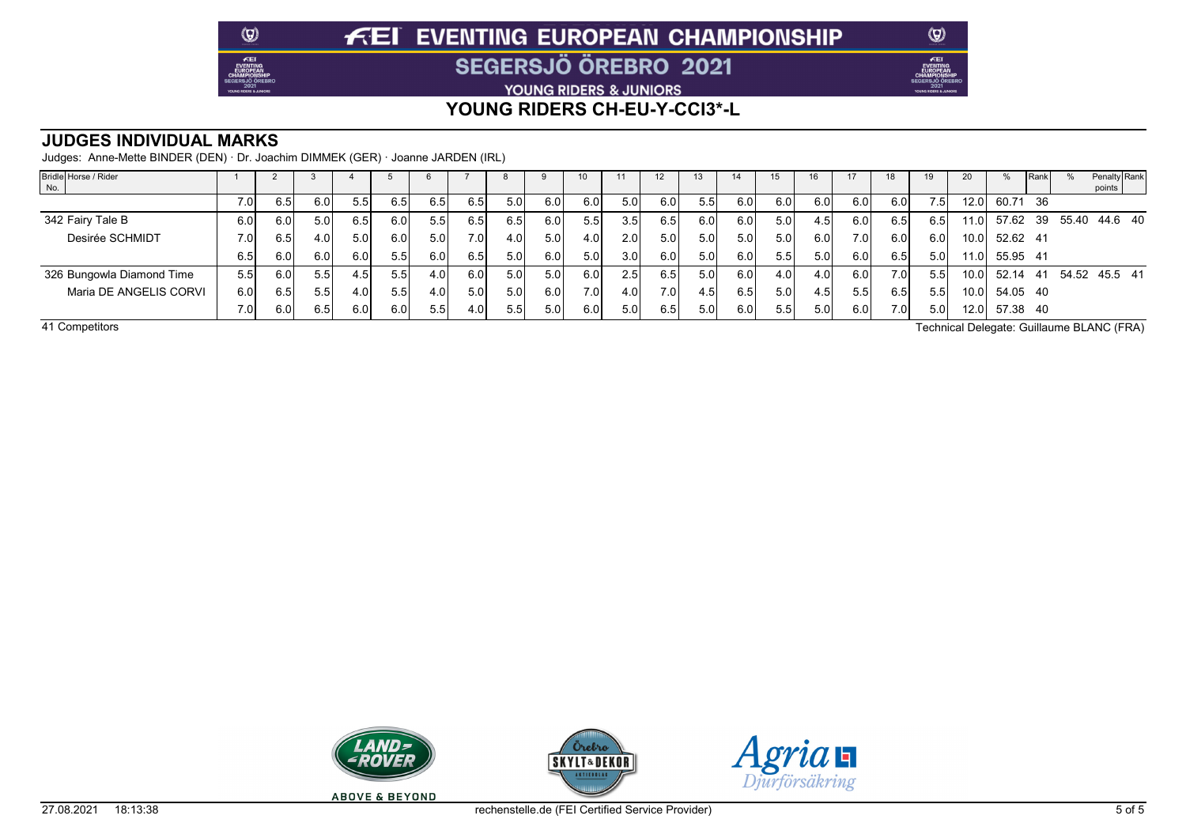# FEI EVENTING EUROPEAN CHAMPIONSHIP

## SEGERSJÖ ÖREBRO 2021

YOUNG RIDERS & JUNIORS

## YOUNG RIDERS CH-EU-Y-CCI3*-L

## JUDGES INDIVIDUAL MARKS

Judges: Anne-Mette BINDER (DEN) · Dr. Joachim DIMMEK (GER) · Joanne JARDEN (IRL)

| Bridle No. | Horse / Rider | 1 | 2 | 3 | 4 | 5 | 6 | 7 | 8 | 9 | 10 | 11 | 12 | 13 | 14 | 15 | 16 | 17 | 18 | 19 | 20 | % | Rank | % | Penalty points | Rank |
|---|---|---|---|---|---|---|---|---|---|---|---|---|---|---|---|---|---|---|---|---|---|---|---|---|---|---|
| | | 7.0 | 6.5 | 6.0 | 5.5 | 6.5 | 6.5 | 6.5 | 5.0 | 6.0 | 6.0 | 5.0 | 6.0 | 5.5 | 6.0 | 6.0 | 6.0 | 6.0 | 6.0 | 7.5 | 12.0 | 60.71 | 36 | | | |
| 342 | Fairy Tale B | 6.0 | 6.0 | 5.0 | 6.5 | 6.0 | 5.5 | 6.5 | 6.5 | 6.0 | 5.5 | 3.5 | 6.5 | 6.0 | 6.0 | 5.0 | 4.5 | 6.0 | 6.5 | 6.5 | 11.0 | 57.62 | 39 | 55.40 | 44.6 | 40 |
| | Desirée SCHMIDT | 7.0 | 6.5 | 4.0 | 5.0 | 6.0 | 5.0 | 7.0 | 4.0 | 5.0 | 4.0 | 2.0 | 5.0 | 5.0 | 5.0 | 5.0 | 6.0 | 7.0 | 6.0 | 6.0 | 10.0 | 52.62 | 41 | | | |
| | | 6.5 | 6.0 | 6.0 | 6.0 | 5.5 | 6.0 | 6.5 | 5.0 | 6.0 | 5.0 | 3.0 | 6.0 | 5.0 | 6.0 | 5.5 | 5.0 | 6.0 | 6.5 | 5.0 | 11.0 | 55.95 | 41 | | | |
| 326 | Bungowla Diamond Time | 5.5 | 6.0 | 5.5 | 4.5 | 5.5 | 4.0 | 6.0 | 5.0 | 5.0 | 6.0 | 2.5 | 6.5 | 5.0 | 6.0 | 4.0 | 4.0 | 6.0 | 7.0 | 5.5 | 10.0 | 52.14 | 41 | 54.52 | 45.5 | 41 |
| | Maria DE ANGELIS CORVI | 6.0 | 6.5 | 5.5 | 4.0 | 5.5 | 4.0 | 5.0 | 5.0 | 6.0 | 7.0 | 4.0 | 7.0 | 4.5 | 6.5 | 5.0 | 4.5 | 5.5 | 6.5 | 5.5 | 10.0 | 54.05 | 40 | | | |
| | | 7.0 | 6.0 | 6.5 | 6.0 | 6.0 | 5.5 | 4.0 | 5.5 | 5.0 | 6.0 | 5.0 | 6.5 | 5.0 | 6.0 | 5.5 | 5.0 | 6.0 | 7.0 | 5.0 | 12.0 | 57.38 | 40 | | | |

41 Competitors

Technical Delegate: Guillaume BLANC (FRA)

LAND ROVER ABOVE & BEYOND · Örebro SKYLT & DEKOR · Agria Djurförsäkring

27.08.2021 18:13:38 rechenstelle.de (FEI Certified Service Provider)